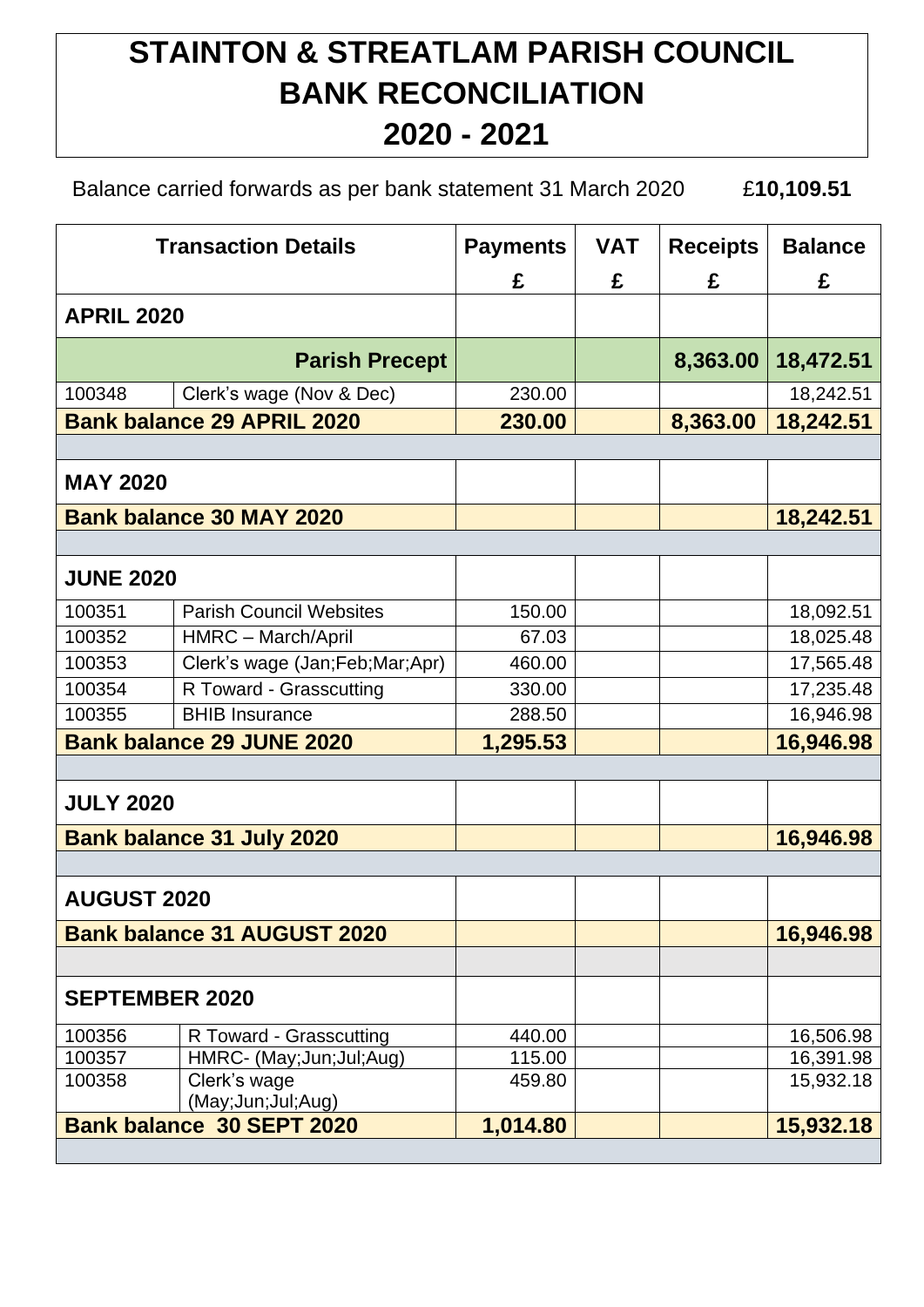# STAINTON & STREATLAM PARISH COUNCIL
# BANK RECONCILIATION
# 2020 - 2021

Balance carried forwards as per bank statement 31 March 2020 £**10,109.51**

| Transaction Details | | Payments £ | VAT £ | Receipts £ | Balance £ |
|---|---|---|---|---|---|
| **APRIL 2020** | | | | | |
| | **Parish Precept** | | | **8,363.00** | **18,472.51** |
| 100348 | Clerk's wage (Nov & Dec) | 230.00 | | | 18,242.51 |
| **Bank balance 29 APRIL 2020** | | **230.00** | | **8,363.00** | **18,242.51** |
| | | | | | |
| **MAY 2020** | | | | | |
| **Bank balance 30 MAY 2020** | | | | | **18,242.51** |
| | | | | | |
| **JUNE 2020** | | | | | |
| 100351 | Parish Council Websites | 150.00 | | | 18,092.51 |
| 100352 | HMRC – March/April | 67.03 | | | 18,025.48 |
| 100353 | Clerk's wage (Jan;Feb;Mar;Apr) | 460.00 | | | 17,565.48 |
| 100354 | R Toward - Grasscutting | 330.00 | | | 17,235.48 |
| 100355 | BHIB Insurance | 288.50 | | | 16,946.98 |
| **Bank balance 29 JUNE 2020** | | **1,295.53** | | | **16,946.98** |
| | | | | | |
| **JULY 2020** | | | | | |
| **Bank balance 31 July 2020** | | | | | **16,946.98** |
| | | | | | |
| **AUGUST 2020** | | | | | |
| **Bank balance 31 AUGUST 2020** | | | | | **16,946.98** |
| | | | | | |
| **SEPTEMBER 2020** | | | | | |
| 100356 | R Toward - Grasscutting | 440.00 | | | 16,506.98 |
| 100357 | HMRC- (May;Jun;Jul;Aug) | 115.00 | | | 16,391.98 |
| 100358 | Clerk's wage (May;Jun;Jul;Aug) | 459.80 | | | 15,932.18 |
| **Bank balance 30 SEPT 2020** | | **1,014.80** | | | **15,932.18** |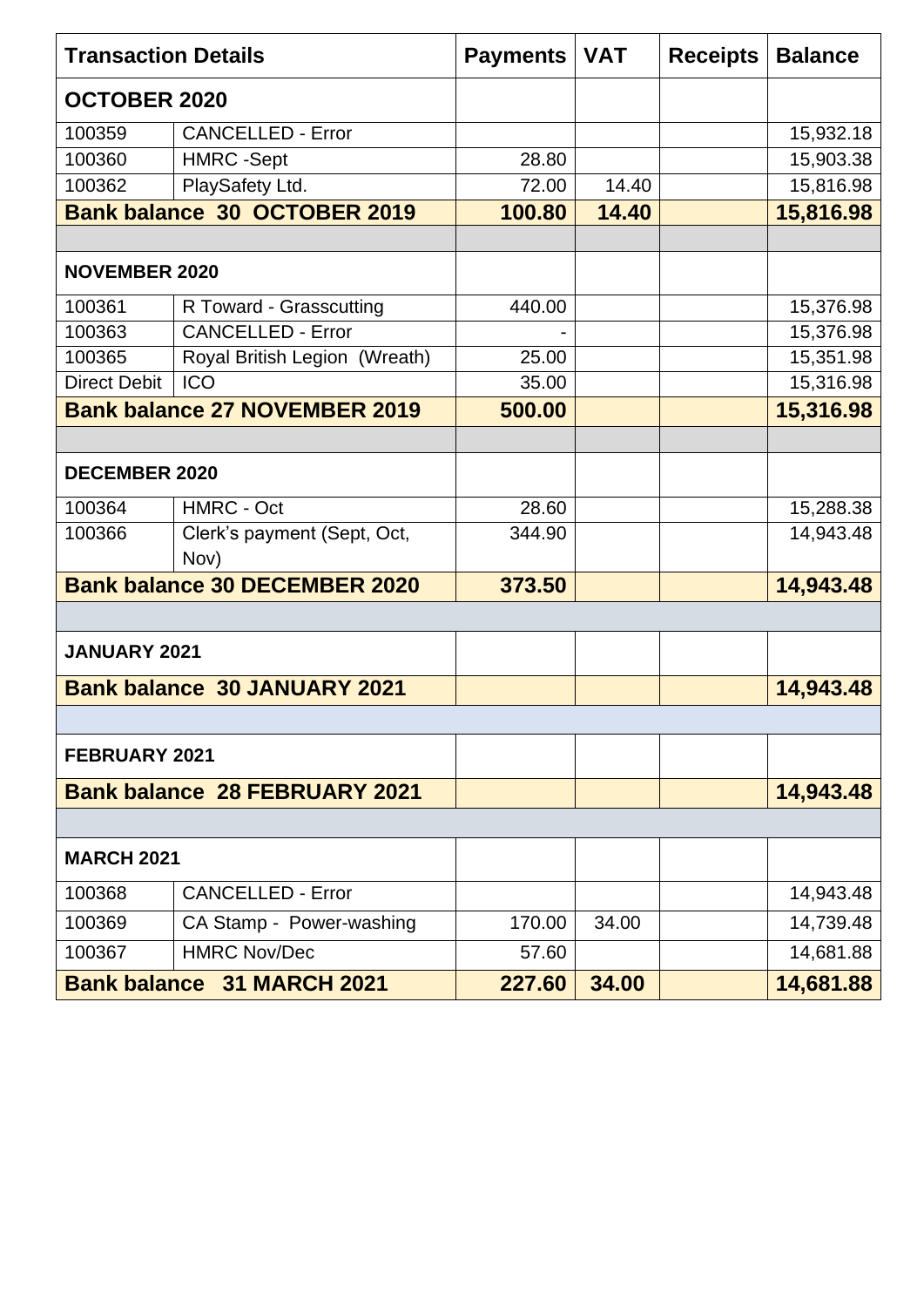| Transaction Details | | Payments | VAT | Receipts | Balance |
|---|---|---|---|---|---|
| **OCTOBER 2020** | | | | | |
| 100359 | CANCELLED - Error | | | | 15,932.18 |
| 100360 | HMRC -Sept | 28.80 | | | 15,903.38 |
| 100362 | PlaySafety Ltd. | 72.00 | 14.40 | | 15,816.98 |
| **Bank balance 30 OCTOBER 2019** | | **100.80** | **14.40** | | **15,816.98** |
| | | | | | |
| **NOVEMBER 2020** | | | | | |
| 100361 | R Toward - Grasscutting | 440.00 | | | 15,376.98 |
| 100363 | CANCELLED - Error | - | | | 15,376.98 |
| 100365 | Royal British Legion (Wreath) | 25.00 | | | 15,351.98 |
| Direct Debit | ICO | 35.00 | | | 15,316.98 |
| **Bank balance 27 NOVEMBER 2019** | | **500.00** | | | **15,316.98** |
| | | | | | |
| **DECEMBER 2020** | | | | | |
| 100364 | HMRC - Oct | 28.60 | | | 15,288.38 |
| 100366 | Clerk's payment (Sept, Oct, Nov) | 344.90 | | | 14,943.48 |
| **Bank balance 30 DECEMBER 2020** | | **373.50** | | | **14,943.48** |
| | | | | | |
| **JANUARY 2021** | | | | | |
| **Bank balance 30 JANUARY 2021** | | | | | **14,943.48** |
| | | | | | |
| **FEBRUARY 2021** | | | | | |
| **Bank balance 28 FEBRUARY 2021** | | | | | **14,943.48** |
| | | | | | |
| **MARCH 2021** | | | | | |
| 100368 | CANCELLED - Error | | | | 14,943.48 |
| 100369 | CA Stamp - Power-washing | 170.00 | 34.00 | | 14,739.48 |
| 100367 | HMRC Nov/Dec | 57.60 | | | 14,681.88 |
| **Bank balance 31 MARCH 2021** | | **227.60** | **34.00** | | **14,681.88** |